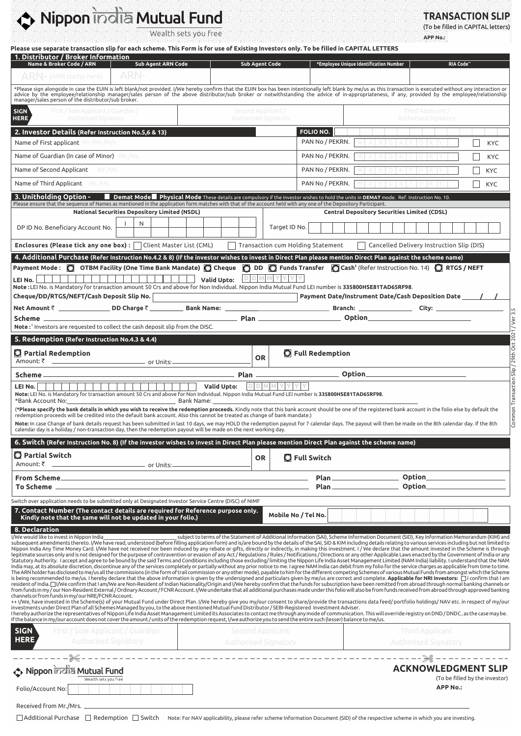# Nippon india Mutual Fund

Wealth sets you free

## TRANSACTION SLIP

(To be filled in CAPITAL letters)

**APP No.:**

**Please use separate transaction slip for each scheme. This Form is for use of Existing Investors only. To be filled in CAPITAL LETTERS**

### 1. Distributor / Broker Information

| Name & Broker Code / ARN | Sub Agent ARN Code | Sub Agent Code | *Employee Unique Identification Number | RIA Code** |
|---|---|---|---|---|
| ARN- (ARN stamp here) | ARN- | | | |

*Please sign alongside in case the EUIN is left blank/not provided. I/We hereby confirm that the EUIN box has been intentionally left blank by me/us as this transaction is executed without any interaction or advice by the employee/relationship manager/sales person of the above distributor/sub broker or notwithstanding the advice of in-appropriateness, if any, provided by the employee/relationship manager/sales person of the distributor/sub broker.

| SIGN HERE | First / Sole Applicant / Guardian / Authorised Signatory | Second Applicant / Authorised Signatory | Third Applicant / Authorised Signatory |
|---|---|---|---|

### 2. Investor Details (Refer Instruction No.5,6 & 13)

FOLIO NO.

| | | | |
|---|---|---|---|
| Name of First applicant Mr./Ms./M/s | PAN No / PEKRN. | MANDATORY | KYC |
| Name of Guardian (In case of Minor) Mr./Ms. | PAN No / PEKRN. | MANDATORY | KYC |
| Name of Second Applicant Mr./Ms. | PAN No / PEKRN. | MANDATORY | KYC |
| Name of Third Applicant Mr./Ms. | PAN No / PEKRN. | MANDATORY | KYC |

### 3. Unitholding Option - ☐ Demat Mode ☐ Physical Mode

These details are compulsory if the investor wishes to hold the units in **DEMAT** mode. Ref. Instruction No. 10.

Please ensure that the sequence of Names as mentioned in the application form matches with that of the account held with any one of the Depository Participant.

| National Securities Depository Limited (NSDL) | Central Depository Securities Limited (CDSL) |
|---|---|
| DP ID No. Beneficiary Account No. I N | Target ID No. |

**Enclosures (Please tick any one box) :** ☐ Client Master List (CML) ☐ Transaction cum Holding Statement ☐ Cancelled Delivery Instruction Slip (DIS)

### 4. Additional Purchase (Refer Instruction No.4.2 & 8) (If the investor wishes to invest in Direct Plan please mention Direct Plan against the scheme name)

**Payment Mode :** ○ **OTBM Facility (One Time Bank Mandate)** ○ **Cheque** ○ **DD** ○ **Funds Transfer** ○ **Cash**$ (Refer Instruction No. 14) ○ **RTGS / NEFT**

**LEI No.** ________ **Valid Upto:** DDMMYYYY

**Note :** LEI No. is Mandatory for transaction amount 50 Crs and above for Non Individual. Nippon India Mutual Fund LEI number is **335800HSE81TAD65RF98**.

**Cheque/DD/RTGS/NEFT/Cash Deposit Slip No.** ________ **Payment Date/Instrument Date/Cash Deposition Date** ___ / ___ / ___

**Net Amount ₹** ________ **DD Charge ₹** ________ **Bank Name:** ________ **Branch:** ________ **City:** ________

**Scheme** ________ **Plan** ________ **Option** ________

**Note :** $ Investors are requested to collect the cash deposit slip from the DISC.

### 5. Redemption (Refer Instruction No.4.3 & 4.4)

○ **Partial Redemption** Amount: ₹ ________ or Units: ________ **OR** ○ **Full Redemption**

**Scheme** ________ **Plan** ________ **Option** ________

**LEI No.** ________ **Valid Upto:** DDMMYYYY

**Note:** LEI No. is Mandatory for transaction amount 50 Crs and above for Non Individual. Nippon India Mutual Fund LEI number is **335800HSE81TAD65RF98**.

*Bank Account No: ________ Bank Name: ________

(***Please specify the bank details in which you wish to receive the redemption proceeds.** Kindly note that this bank account should be one of the registered bank account in the folio else by default the redemption proceeds will be credited into the default bank account. Also this cannot be treated as change of bank mandate.)

**Note:** In case Change of bank details request has been submitted in last 10 days, we may HOLD the redemption payout for 7 calendar days. The payout will then be made on the 8th calendar day. If the 8th calendar day is a holiday / non-transaction day, then the redemption payout will be made on the next working day.

### 6. Switch (Refer Instruction No. 8) (If the investor wishes to invest in Direct Plan please mention Direct Plan against the scheme name)

○ **Partial Switch** Amount: ₹ ________ or Units: ________ **OR** ○ **Full Switch**

**From Scheme** ________ **Plan** ________ **Option** ________

**To Scheme** ________ **Plan** ________ **Option** ________

Switch over application needs to be submitted only at Designated Investor Service Centre (DISC) of NIMF

### 7. Contact Number (The contact details are required for Reference purpose only. Kindly note that the same will not be updated in your folio.)

**Mobile No / Tel No.** ________

### 8. Declaration

I/We would like to invest in Nippon India ________ subject to terms of the Statement of Additional Information (SAI), Scheme Information Document (SID), Key Information Memorandum (KIM) and subsequent amendments thereto. I/We have read, understood (before filling application form) and is/are bound by the details of the SAI, SID & KIM including details relating to various services including but not limited to Nippon India Any Time Money Card. I/We have not received nor been induced by any rebate or gifts, directly or indirectly, in making this investment. I / We declare that the amount invested in the Scheme is through legitimate sources only and is not designed for the purpose of contravention or evasion of any Act / Regulations / Rules / Notifications / Directions or any other applicable Laws enacted by the Government of India or any Statutory Authority. I accept and agree to be bound by the said Terms and Conditions including those excluding/ limiting the Nippon Life India Asset Management Limited (NAM India) liability. I understand that the NAM India may, at its absolute discretion, discontinue any of the services completely or partially without any prior notice to me. I agree NAM India can debit from my folio for the service charges as applicable from time to time. The ARN holder has disclosed to me/us all the commissions (in the form of trail commission or any other mode), payable to him for the different competing Schemes of various Mutual Funds from amongst which the Scheme is being recommended to me/us. I hereby declare that the above information is given by the undersigned and particulars given by me/us are correct and complete. **Applicable for NRI Investors:** ☐ I confirm that I am resident of India. ☐ I/We confirm that I am/We are Non-Resident of Indian Nationality/Origin and I/We hereby confirm that the funds for subscription have been remitted from abroad through normal banking channels or from funds in my / our Non-Resident External / Ordinary Account / FCNR Account. I/We undertake that all additional purchases made under this folio will also be from funds received from abroad through approved banking channels or from funds in my/ our NRE/FCNR Account.

++ I/We, have invested in the Scheme(s) of your Mutual Fund under Direct Plan. I/We hereby give you my/our consent to share/provide the transactions data feed/ portfolio holdings/ NAV etc. in respect of my/our investments under Direct Plan of all Schemes Managed by you, to the above mentioned Mutual Fund Distributor / SEBI-Registered Investment Adviser.

I hereby authorize the representatives of Nippon Life India Asset Management Limited its Associates to contact me through any mode of communication. This will override registry on DND / DNDC, as the case may be.

If the balance in my/our account does not cover the amount / units of the redemption request, I/we authorize you to send the entire such (lesser) balance to me/us.

| SIGN HERE | First / Sole Applicant / Guardian Authorised Signatory | Second Applicant Authorised Signatory | Third Applicant Authorised Signatory |
|---|---|---|---|

---

# Nippon india Mutual Fund

Wealth sets you free

## ACKNOWLEDGMENT SLIP

(To be filled by the investor)

**APP No.:**

Folio/Account No: ________

Received from Mr./Mrs. ________

☐ Additional Purchase ☐ Redemption ☐ Switch Note: For NAV applicability, please refer scheme Information Document (SID) of the respective scheme in which you are investing.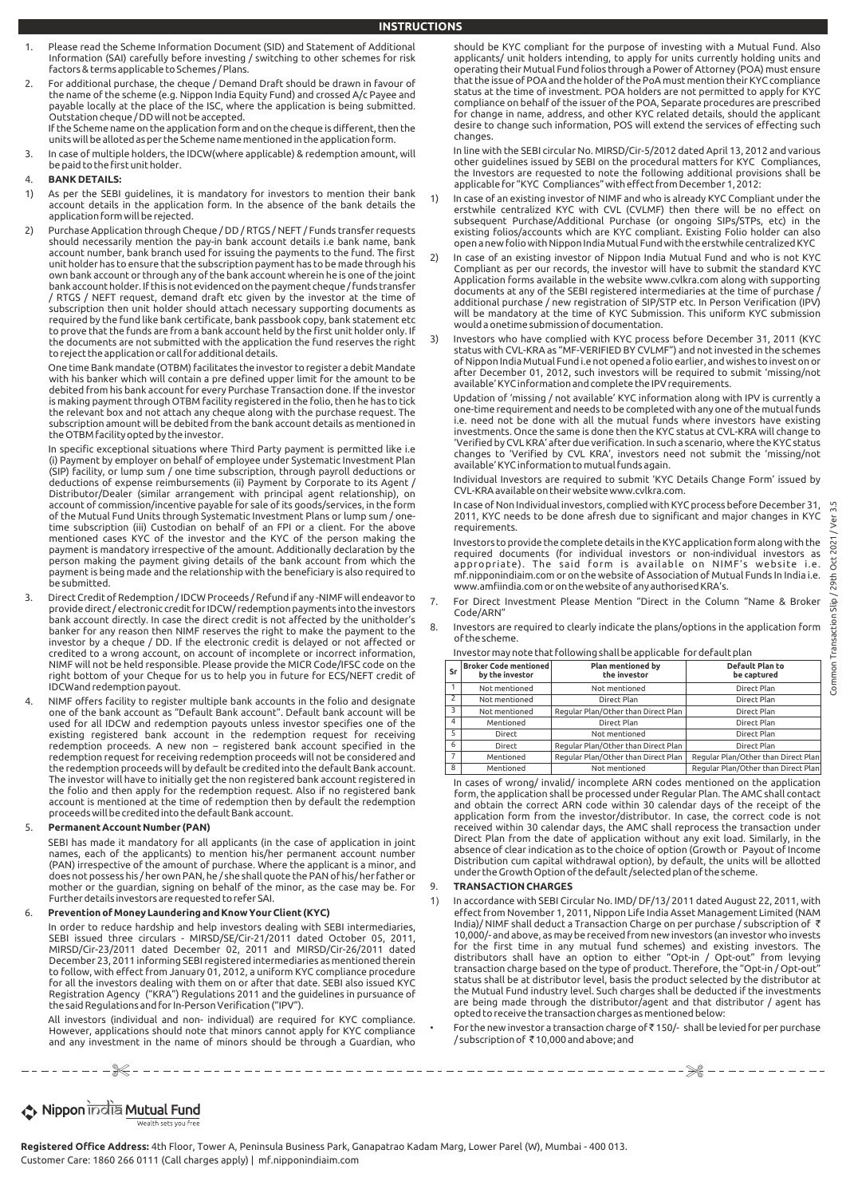# INSTRUCTIONS

1. Please read the Scheme Information Document (SID) and Statement of Additional Information (SAI) carefully before investing / switching to other schemes for risk factors & terms applicable to Schemes / Plans.
2. For additional purchase, the cheque / Demand Draft should be drawn in favour of the name of the scheme (e.g. Nippon India Equity Fund) and crossed A/c Payee and payable locally at the place of the ISC, where the application is being submitted. Outstation cheque / DD will not be accepted.
   If the Scheme name on the application form and on the cheque is different, then the units will be alloted as per the Scheme name mentioned in the application form.
3. In case of multiple holders, the IDCW(where applicable) & redemption amount, will be paid to the first unit holder.

## 4. BANK DETAILS:

1) As per the SEBI guidelines, it is mandatory for investors to mention their bank account details in the application form. In the absence of the bank details the application form will be rejected.
2) Purchase Application through Cheque / DD / RTGS / NEFT / Funds transfer requests should necessarily mention the pay-in bank account details i.e bank name, bank account number, bank branch used for issuing the payments to the fund. The first unit holder has to ensure that the subscription payment has to be made through his own bank account or through any of the bank account wherein he is one of the joint bank account holder. If this is not evidenced on the payment cheque / funds transfer / RTGS / NEFT request, demand draft etc given by the investor at the time of subscription then unit holder should attach necessary supporting documents as required by the fund like bank certificate, bank passbook copy, bank statement etc to prove that the funds are from a bank account held by the first unit holder only. If the documents are not submitted with the application the fund reserves the right to reject the application or call for additional details.

   One time Bank mandate (OTBM) facilitates the investor to register a debit Mandate with his banker which will contain a pre defined upper limit for the amount to be debited from his bank account for every Purchase Transaction done. If the investor is making payment through OTBM facility registered in the folio, then he has to tick the relevant box and not attach any cheque along with the purchase request. The subscription amount will be debited from the bank account details as mentioned in the OTBM facility opted by the investor.

   In specific exceptional situations where Third Party payment is permitted like i.e (i) Payment by employer on behalf of employee under Systematic Investment Plan (SIP) facility, or lump sum / one time subscription, through payroll deductions or deductions of expense reimbursements (ii) Payment by Corporate to its Agent / Distributor/Dealer (similar arrangement with principal agent relationship), on account of commission/incentive payable for sale of its goods/services, in the form of the Mutual Fund Units through Systematic Investment Plans or lump sum / one-time subscription (iii) Custodian on behalf of an FPI or a client. For the above mentioned cases KYC of the investor and the KYC of the person making the payment is mandatory irrespective of the amount. Additionally declaration by the person making the payment giving details of the bank account from which the payment is being made and the relationship with the beneficiary is also required to be submitted.
3. Direct Credit of Redemption / IDCW Proceeds / Refund if any -NIMF will endeavor to provide direct / electronic credit for IDCW/ redemption payments into the investors bank account directly. In case the direct credit is not affected by the unitholder's banker for any reason then NIMF reserves the right to make the payment to the investor by a cheque / DD. If the electronic credit is delayed or not affected or credited to a wrong account, on account of incomplete or incorrect information, NIMF will not be held responsible. Please provide the MICR Code/IFSC code on the right bottom of your Cheque for us to help you in future for ECS/NEFT credit of IDCWand redemption payout.
4. NIMF offers facility to register multiple bank accounts in the folio and designate one of the bank account as "Default Bank account". Default bank account will be used for all IDCW and redemption payouts unless investor specifies one of the existing registered bank account in the redemption request for receiving redemption proceeds. A new non – registered bank account specified in the redemption request for receiving redemption proceeds will not be considered and the redemption proceeds will by default be credited into the default Bank account. The investor will have to initially get the non registered bank account registered in the folio and then apply for the redemption request. Also if no registered bank account is mentioned at the time of redemption then by default the redemption proceeds will be credited into the default Bank account.

## 5. Permanent Account Number (PAN)

SEBI has made it mandatory for all applicants (in the case of application in joint names, each of the applicants) to mention his/her permanent account number (PAN) irrespective of the amount of purchase. Where the applicant is a minor, and does not possess his / her own PAN, he / she shall quote the PAN of his/ her father or mother or the guardian, signing on behalf of the minor, as the case may be. For Further details investors are requested to refer SAI.

## 6. Prevention of Money Laundering and Know Your Client (KYC)

In order to reduce hardship and help investors dealing with SEBI intermediaries, SEBI issued three circulars - MIRSD/SE/Cir-21/2011 dated October 05, 2011, MIRSD/Cir-23/2011 dated December 02, 2011 and MIRSD/Cir-26/2011 dated December 23, 2011 informing SEBI registered intermediaries as mentioned therein to follow, with effect from January 01, 2012, a uniform KYC compliance procedure for all the investors dealing with them on or after that date. SEBI also issued KYC Registration Agency ("KRA") Regulations 2011 and the guidelines in pursuance of the said Regulations and for In-Person Verification ("IPV").

All investors (individual and non- individual) are required for KYC compliance. However, applications should note that minors cannot apply for KYC compliance and any investment in the name of minors should be through a Guardian, who should be KYC compliant for the purpose of investing with a Mutual Fund. Also applicants/ unit holders intending, to apply for units currently holding units and operating their Mutual Fund folios through a Power of Attorney (POA) must ensure that the issue of POA and the holder of the PoA must mention their KYC compliance status at the time of investment. POA holders are not permitted to apply for KYC compliance on behalf of the issuer of the POA, Separate procedures are prescribed for change in name, address, and other KYC related details, should the applicant desire to change such information, POS will extend the services of effecting such changes.

In line with the SEBI circular No. MIRSD/Cir-5/2012 dated April 13, 2012 and various other guidelines issued by SEBI on the procedural matters for KYC Compliances, the Investors are requested to note the following additional provisions shall be applicable for "KYC Compliances" with effect from December 1, 2012:

1) In case of an existing investor of NIMF and who is already KYC Compliant under the erstwhile centralized KYC with CVL (CVLMF) then there will be no effect on subsequent Purchase/Additional Purchase (or ongoing SIPs/STPs, etc) in the existing folios/accounts which are KYC compliant. Existing Folio holder can also open a new folio with Nippon India Mutual Fund with the erstwhile centralized KYC
2) In case of an existing investor of Nippon India Mutual Fund and who is not KYC Compliant as per our records, the investor will have to submit the standard KYC Application forms available in the website www.cvlkra.com along with supporting documents at any of the SEBI registered intermediaries at the time of purchase / additional purchase / new registration of SIP/STP etc. In Person Verification (IPV) will be mandatory at the time of KYC Submission. This uniform KYC submission would a onetime submission of documentation.
3) Investors who have complied with KYC process before December 31, 2011 (KYC status with CVL-KRA as "MF-VERIFIED BY CVLMF") and not invested in the schemes of Nippon India Mutual Fund i.e not opened a folio earlier, and wishes to invest on or after December 01, 2012, such investors will be required to submit 'missing/not available' KYC information and complete the IPV requirements.

   Updation of 'missing / not available' KYC information along with IPV is currently a one-time requirement and needs to be completed with any one of the mutual funds i.e. need not be done with all the mutual funds where investors have existing investments. Once the same is done then the KYC status at CVL-KRA will change to 'Verified by CVL KRA' after due verification. In such a scenario, where the KYC status changes to 'Verified by CVL KRA', investors need not submit the 'missing/not available' KYC information to mutual funds again.

   Individual Investors are required to submit 'KYC Details Change Form' issued by CVL-KRA available on their website www.cvlkra.com.

   In case of Non Individual investors, complied with KYC process before December 31, 2011, KYC needs to be done afresh due to significant and major changes in KYC requirements.

   Investors to provide the complete details in the KYC application form along with the required documents (for individual investors or non-individual investors as appropriate). The said form is available on NIMF's website i.e. mf.nipponindiaim.com or on the website of Association of Mutual Funds In India i.e. www.amfiindia.com or on the website of any authorised KRA's.

7. For Direct Investment Please Mention "Direct in the Column "Name & Broker Code/ARN"
8. Investors are required to clearly indicate the plans/options in the application form of the scheme.

Investor may note that following shall be applicable for default plan

| Sr | Broker Code mentioned by the investor | Plan mentioned by the investor | Default Plan to be captured |
|---|---|---|---|
| 1 | Not mentioned | Not mentioned | Direct Plan |
| 2 | Not mentioned | Direct Plan | Direct Plan |
| 3 | Not mentioned | Regular Plan/Other than Direct Plan | Direct Plan |
| 4 | Mentioned | Direct Plan | Direct Plan |
| 5 | Direct | Not mentioned | Direct Plan |
| 6 | Direct | Regular Plan/Other than Direct Plan | Direct Plan |
| 7 | Mentioned | Regular Plan/Other than Direct Plan | Regular Plan/Other than Direct Plan |
| 8 | Mentioned | Not mentioned | Regular Plan/Other than Direct Plan |

In cases of wrong/ invalid/ incomplete ARN codes mentioned on the application form, the application shall be processed under Regular Plan. The AMC shall contact and obtain the correct ARN code within 30 calendar days of the receipt of the application form from the investor/distributor. In case, the correct code is not received within 30 calendar days, the AMC shall reprocess the transaction under Direct Plan from the date of application without any exit load. Similarly, in the absence of clear indication as to the choice of option (Growth or Payout of Income Distribution cum capital withdrawal option), by default, the units will be allotted under the Growth Option of the default /selected plan of the scheme.

## 9. TRANSACTION CHARGES

1) In accordance with SEBI Circular No. IMD/ DF/13/ 2011 dated August 22, 2011, with effect from November 1, 2011, Nippon Life India Asset Management Limited (NAM India)/ NIMF shall deduct a Transaction Charge on per purchase / subscription of ₹ 10,000/- and above, as may be received from new investors (an investor who invests for the first time in any mutual fund schemes) and existing investors. The distributors shall have an option to either "Opt-in / Opt-out" from levying transaction charge based on the type of product. Therefore, the "Opt-in / Opt-out" status shall be at distributor level, basis the product selected by the distributor at the Mutual Fund industry level. Such charges shall be deducted if the investments are being made through the distributor/agent and that distributor / agent has opted to receive the transaction charges as mentioned below:

- For the new investor a transaction charge of ₹ 150/- shall be levied for per purchase / subscription of ₹ 10,000 and above; and

Nippon india Mutual Fund
Wealth sets you free

**Registered Office Address:** 4th Floor, Tower A, Peninsula Business Park, Ganapatrao Kadam Marg, Lower Parel (W), Mumbai - 400 013.
Customer Care: 1860 266 0111 (Call charges apply) | mf.nipponindiaim.com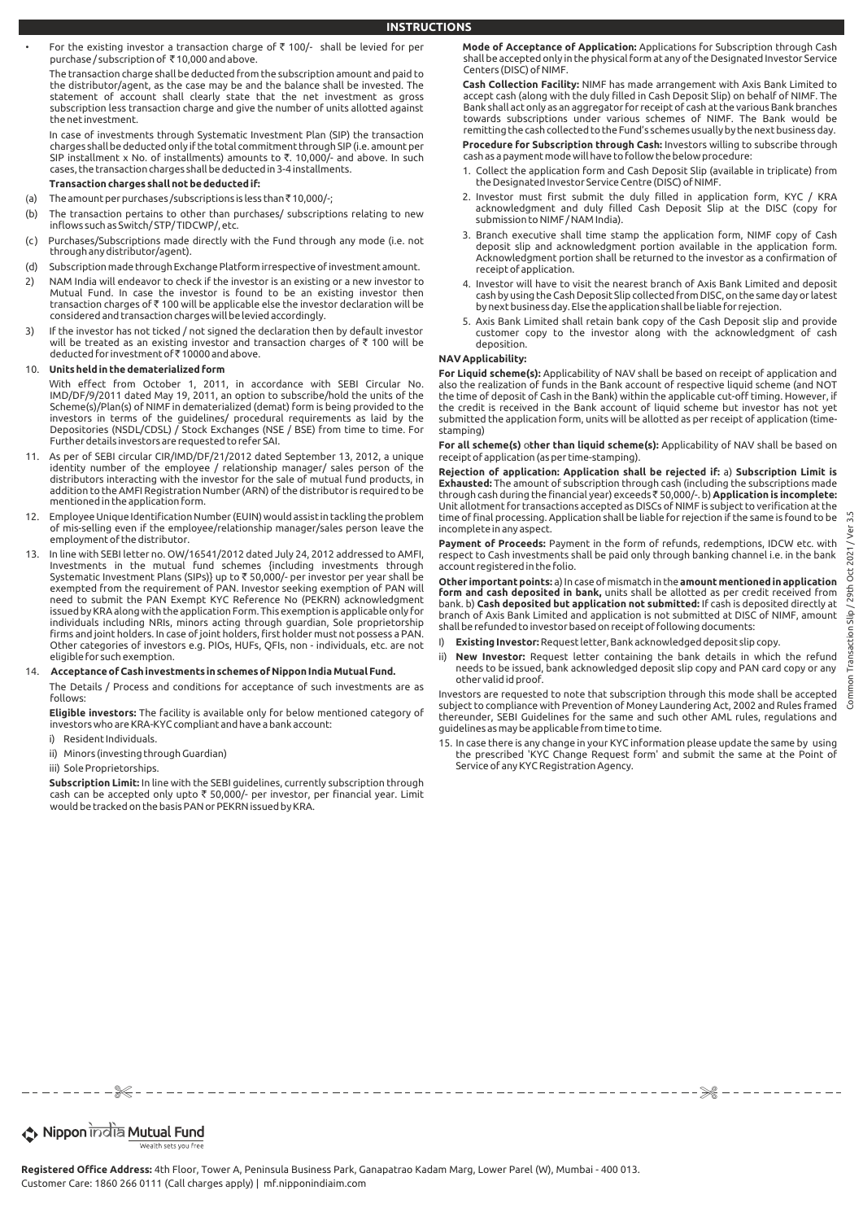## INSTRUCTIONS

- For the existing investor a transaction charge of ₹ 100/- shall be levied for per purchase / subscription of ₹ 10,000 and above.

  The transaction charge shall be deducted from the subscription amount and paid to the distributor/agent, as the case may be and the balance shall be invested. The statement of account shall clearly state that the net investment as gross subscription less transaction charge and give the number of units allotted against the net investment.

  In case of investments through Systematic Investment Plan (SIP) the transaction charges shall be deducted only if the total commitment through SIP (i.e. amount per SIP installment x No. of installments) amounts to ₹. 10,000/- and above. In such cases, the transaction charges shall be deducted in 3-4 installments.

  **Transaction charges shall not be deducted if:**

(a) The amount per purchases /subscriptions is less than ₹ 10,000/-;

(b) The transaction pertains to other than purchases/ subscriptions relating to new inflows such as Switch/ STP/ TIDCWP/, etc.

(c) Purchases/Subscriptions made directly with the Fund through any mode (i.e. not through any distributor/agent).

(d) Subscription made through Exchange Platform irrespective of investment amount.

2) NAM India will endeavor to check if the investor is an existing or a new investor to Mutual Fund. In case the investor is found to be an existing investor then transaction charges of ₹ 100 will be applicable else the investor declaration will be considered and transaction charges will be levied accordingly.

3) If the investor has not ticked / not signed the declaration then by default investor will be treated as an existing investor and transaction charges of ₹ 100 will be deducted for investment of ₹ 10000 and above.

10. **Units held in the dematerialized form**

    With effect from October 1, 2011, in accordance with SEBI Circular No. IMD/DF/9/2011 dated May 19, 2011, an option to subscribe/hold the units of the Scheme(s)/Plan(s) of NIMF in dematerialized (demat) form is being provided to the investors in terms of the guidelines/ procedural requirements as laid by the Depositories (NSDL/CDSL) / Stock Exchanges (NSE / BSE) from time to time. For Further details investors are requested to refer SAI.

11. As per of SEBI circular CIR/IMD/DF/21/2012 dated September 13, 2012, a unique identity number of the employee / relationship manager/ sales person of the distributors interacting with the investor for the sale of mutual fund products, in addition to the AMFI Registration Number (ARN) of the distributor is required to be mentioned in the application form.

12. Employee Unique Identification Number (EUIN) would assist in tackling the problem of mis-selling even if the employee/relationship manager/sales person leave the employment of the distributor.

13. In line with SEBI letter no. OW/16541/2012 dated July 24, 2012 addressed to AMFI, Investments in the mutual fund schemes {including investments through Systematic Investment Plans (SIPs)} up to ₹ 50,000/- per investor per year shall be exempted from the requirement of PAN. Investor seeking exemption of PAN will need to submit the PAN Exempt KYC Reference No (PEKRN) acknowledgment issued by KRA along with the application Form. This exemption is applicable only for individuals including NRIs, minors acting through guardian, Sole proprietorship firms and joint holders. In case of joint holders, first holder must not possess a PAN. Other categories of investors e.g. PIOs, HUFs, QFIs, non - individuals, etc. are not eligible for such exemption.

14. **Acceptance of Cash investments in schemes of Nippon India Mutual Fund.**

    The Details / Process and conditions for acceptance of such investments are as follows:

    **Eligible investors:** The facility is available only for below mentioned category of investors who are KRA-KYC compliant and have a bank account:

    i) Resident Individuals.

    ii) Minors (investing through Guardian)

    iii) Sole Proprietorships.

    **Subscription Limit:** In line with the SEBI guidelines, currently subscription through cash can be accepted only upto ₹ 50,000/- per investor, per financial year. Limit would be tracked on the basis PAN or PEKRN issued by KRA.

    **Mode of Acceptance of Application:** Applications for Subscription through Cash shall be accepted only in the physical form at any of the Designated Investor Service Centers (DISC) of NIMF.

    **Cash Collection Facility:** NIMF has made arrangement with Axis Bank Limited to accept cash (along with the duly filled in Cash Deposit Slip) on behalf of NIMF. The Bank shall act only as an aggregator for receipt of cash at the various Bank branches towards subscriptions under various schemes of NIMF. The Bank would be remitting the cash collected to the Fund's schemes usually by the next business day.

    **Procedure for Subscription through Cash:** Investors willing to subscribe through cash as a payment mode will have to follow the below procedure:

    1. Collect the application form and Cash Deposit Slip (available in triplicate) from the Designated Investor Service Centre (DISC) of NIMF.
    2. Investor must first submit the duly filled in application form, KYC / KRA acknowledgment and duly filled Cash Deposit Slip at the DISC (copy for submission to NIMF / NAM India).
    3. Branch executive shall time stamp the application form, NIMF copy of Cash deposit slip and acknowledgment portion available in the application form. Acknowledgment portion shall be returned to the investor as a confirmation of receipt of application.
    4. Investor will have to visit the nearest branch of Axis Bank Limited and deposit cash by using the Cash Deposit Slip collected from DISC, on the same day or latest by next business day. Else the application shall be liable for rejection.
    5. Axis Bank Limited shall retain bank copy of the Cash Deposit slip and provide customer copy to the investor along with the acknowledgment of cash deposition.

    **NAV Applicability:**

    **For Liquid scheme(s):** Applicability of NAV shall be based on receipt of application and also the realization of funds in the Bank account of respective liquid scheme (and NOT the time of deposit of Cash in the Bank) within the applicable cut-off timing. However, if the credit is received in the Bank account of liquid scheme but investor has not yet submitted the application form, units will be allotted as per receipt of application (time-stamping)

    **For all scheme(s) other than liquid scheme(s):** Applicability of NAV shall be based on receipt of application (as per time-stamping).

    **Rejection of application: Application shall be rejected if:** a) **Subscription Limit is Exhausted:** The amount of subscription through cash (including the subscriptions made through cash during the financial year) exceeds ₹ 50,000/-. b) **Application is incomplete:** Unit allotment for transactions accepted as DISCs of NIMF is subject to verification at the time of final processing. Application shall be liable for rejection if the same is found to be incomplete in any aspect.

    **Payment of Proceeds:** Payment in the form of refunds, redemptions, IDCW etc. with respect to Cash investments shall be paid only through banking channel i.e. in the bank account registered in the folio.

    **Other important points:** a) In case of mismatch in the **amount mentioned in application form and cash deposited in bank,** units shall be allotted as per credit received from bank. b) **Cash deposited but application not submitted:** If cash is deposited directly at branch of Axis Bank Limited and application is not submitted at DISC of NIMF, amount shall be refunded to investor based on receipt of following documents:

    I) **Existing Investor:** Request letter, Bank acknowledged deposit slip copy.

    ii) **New Investor:** Request letter containing the bank details in which the refund needs to be issued, bank acknowledged deposit slip copy and PAN card copy or any other valid id proof.

    Investors are requested to note that subscription through this mode shall be accepted subject to compliance with Prevention of Money Laundering Act, 2002 and Rules framed thereunder, SEBI Guidelines for the same and such other AML rules, regulations and guidelines as may be applicable from time to time.

15. In case there is any change in your KYC information please update the same by using the prescribed 'KYC Change Request Form' and submit the same at the Point of Service of any KYC Registration Agency.

Common Transaction Slip / 29th Oct 2021 / Ver 3.5

Nippon india Mutual Fund
Wealth sets you free

**Registered Office Address:** 4th Floor, Tower A, Peninsula Business Park, Ganapatrao Kadam Marg, Lower Parel (W), Mumbai - 400 013.
Customer Care: 1860 266 0111 (Call charges apply) | mf.nipponindiaim.com